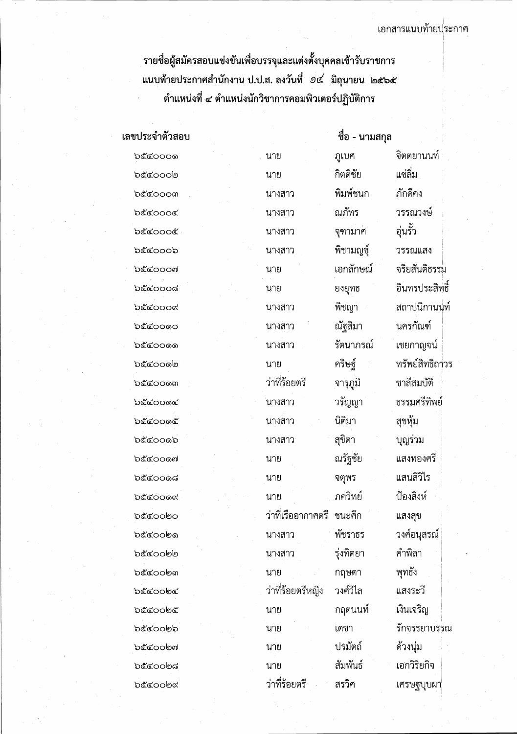เอกสารแนบท้ายประกาศ

**รายชื่อผู้สมัครสอบแข่งขันเพื่อบรรจุและแต่งตั้งบุคคลเข้ารับราชการ**
**แนบท้ายประกาศสำนักงาน ป.ป.ส. ลงวันที่ ๑๔ มิถุนายน ๒๕๖๕**
**ตำแหน่งที่ ๔ ตำแหน่งนักวิชาการคอมพิวเตอร์ปฏิบัติการ**

| เลขประจำตัวสอบ | ชื่อ - นามสกุล | | |
|---|---|---|---|
| ๖๕๔๐๐๐๑ | นาย | ภูเบศ | จิตตยานนท์ |
| ๖๕๔๐๐๐๒ | นาย | กิตติชัย | แซ่ลิ้ม |
| ๖๕๔๐๐๐๓ | นางสาว | พิมพ์ชนก | ภักดีคง |
| ๖๕๔๐๐๐๔ | นางสาว | ณภัทร | วรรณวงษ์ |
| ๖๕๔๐๐๐๕ | นางสาว | จุฑามาศ | อุ่นรั้ว |
| ๖๕๔๐๐๐๖ | นางสาว | พิชามญชุ์ | วรรณแสง |
| ๖๕๔๐๐๐๗ | นาย | เอกลักษณ์ | จริยสันติธรรม |
| ๖๕๔๐๐๐๘ | นาย | ยงยุทธ | อินทรประสิทธิ์ |
| ๖๕๔๐๐๐๙ | นางสาว | พิชญา | สถาปนิกานนท์ |
| ๖๕๔๐๐๑๐ | นางสาว | ณัฐสิมา | นครกัณฑ์ |
| ๖๕๔๐๐๑๑ | นางสาว | รัตนาภรณ์ | เชยกาญจน์ |
| ๖๕๔๐๐๑๒ | นาย | คริษฐ์ | ทรัพย์สิทธิถาวร |
| ๖๕๔๐๐๑๓ | ว่าที่ร้อยตรี | จารุภูมิ | ชาลีสมบัติ |
| ๖๕๔๐๐๑๔ | นางสาว | วรัญญา | ธรรมศรีทิพย์ |
| ๖๕๔๐๐๑๕ | นางสาว | นิติมา | สุขหุ้ม |
| ๖๕๔๐๐๑๖ | นางสาว | สุชิตา | บุญร่วม |
| ๖๕๔๐๐๑๗ | นาย | ณรัฐชัย | แสงทองศรี |
| ๖๕๔๐๐๑๘ | นาย | จตุพร | แสนสีวิไร |
| ๖๕๔๐๐๑๙ | นาย | ภควิทย์ | ป้องสิงห์ |
| ๖๕๔๐๐๒๐ | ว่าที่เรืออากาศตรี | ชนะศึก | แสงสุข |
| ๖๕๔๐๐๒๑ | นางสาว | พัชราธร | วงศ์อนุสรณ์ |
| ๖๕๔๐๐๒๒ | นางสาว | รุ่งทิตยา | คำพิลา |
| ๖๕๔๐๐๒๓ | นาย | กฤษดา | พุทธัง |
| ๖๕๔๐๐๒๔ | ว่าที่ร้อยตรีหญิง | วงศ์วิไล | แสงระวี |
| ๖๕๔๐๐๒๕ | นาย | กฤตนนท์ | เงินเจริญ |
| ๖๕๔๐๐๒๖ | นาย | เดชา | รักจรรยาบรรณ |
| ๖๕๔๐๐๒๗ | นาย | ปรมัตถ์ | ด้วงนุ่ม |
| ๖๕๔๐๐๒๘ | นาย | สัมพันธ์ | เอกวิริยกิจ |
| ๖๕๔๐๐๒๙ | ว่าที่ร้อยตรี | สรวิศ | เศรษฐบุบผา |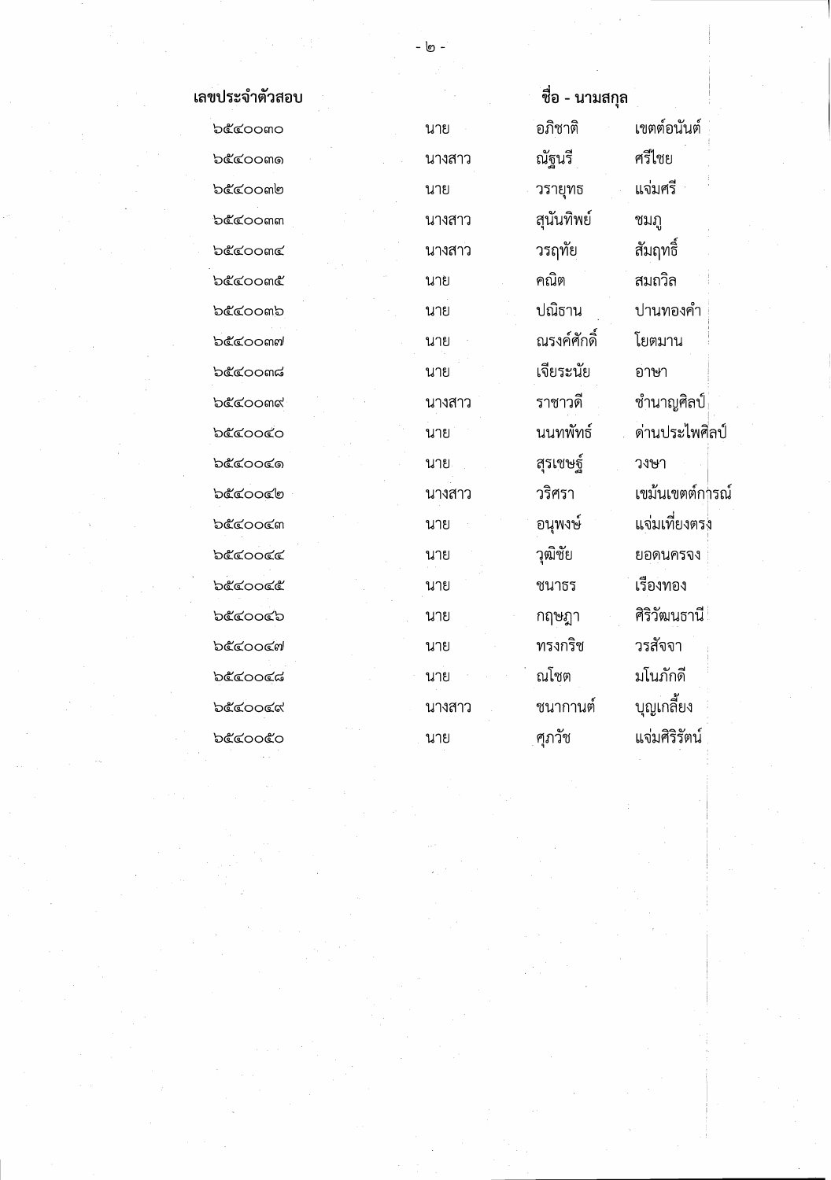| เลขประจำตัวสอบ | ชื่อ - นามสกุล | | |
|---|---|---|---|
| ๖๕๔๐๐๓๐ | นาย | อภิชาติ | เขตต์อนันต์ |
| ๖๕๔๐๐๓๑ | นางสาว | ณัฐนรี | ศรีไชย |
| ๖๕๔๐๐๓๒ | นาย | วรายุทธ | แจ่มศรี |
| ๖๕๔๐๐๓๓ | นางสาว | สุนันทิพย์ | ชมภู |
| ๖๕๔๐๐๓๔ | นางสาว | วรฤทัย | สัมฤทธิ์ |
| ๖๕๔๐๐๓๕ | นาย | คณิต | สมถวิล |
| ๖๕๔๐๐๓๖ | นาย | ปณิธาน | ปานทองคำ |
| ๖๕๔๐๐๓๗ | นาย | ณรงค์ศักดิ์ | โยตมาน |
| ๖๕๔๐๐๓๘ | นาย | เจียระนัย | อาษา |
| ๖๕๔๐๐๓๙ | นางสาว | ราชาวดี | ชำนาญศิลป์ |
| ๖๕๔๐๐๔๐ | นาย | นนทพัทธ์ | ด่านประไพศิลป์ |
| ๖๕๔๐๐๔๑ | นาย | สุรเชษฐ์ | วงษา |
| ๖๕๔๐๐๔๒ | นางสาว | วริศรา | เขม้นเขตต์การณ์ |
| ๖๕๔๐๐๔๓ | นาย | อนุพงษ์ | แจ่มเที่ยงตรง |
| ๖๕๔๐๐๔๔ | นาย | วุฒิชัย | ยอดนครจง |
| ๖๕๔๐๐๔๕ | นาย | ชนาธร | เรืองทอง |
| ๖๕๔๐๐๔๖ | นาย | กฤษฎา | ศิริวัฒนธานี |
| ๖๕๔๐๐๔๗ | นาย | ทรงกริช | วรสัจจา |
| ๖๕๔๐๐๔๘ | นาย | ณโชต | มโนภักดี |
| ๖๕๔๐๐๔๙ | นางสาว | ชนากานต์ | บุญเกลี้ยง |
| ๖๕๔๐๐๕๐ | นาย | ศุภวัช | แจ่มศิริรัตน์ |